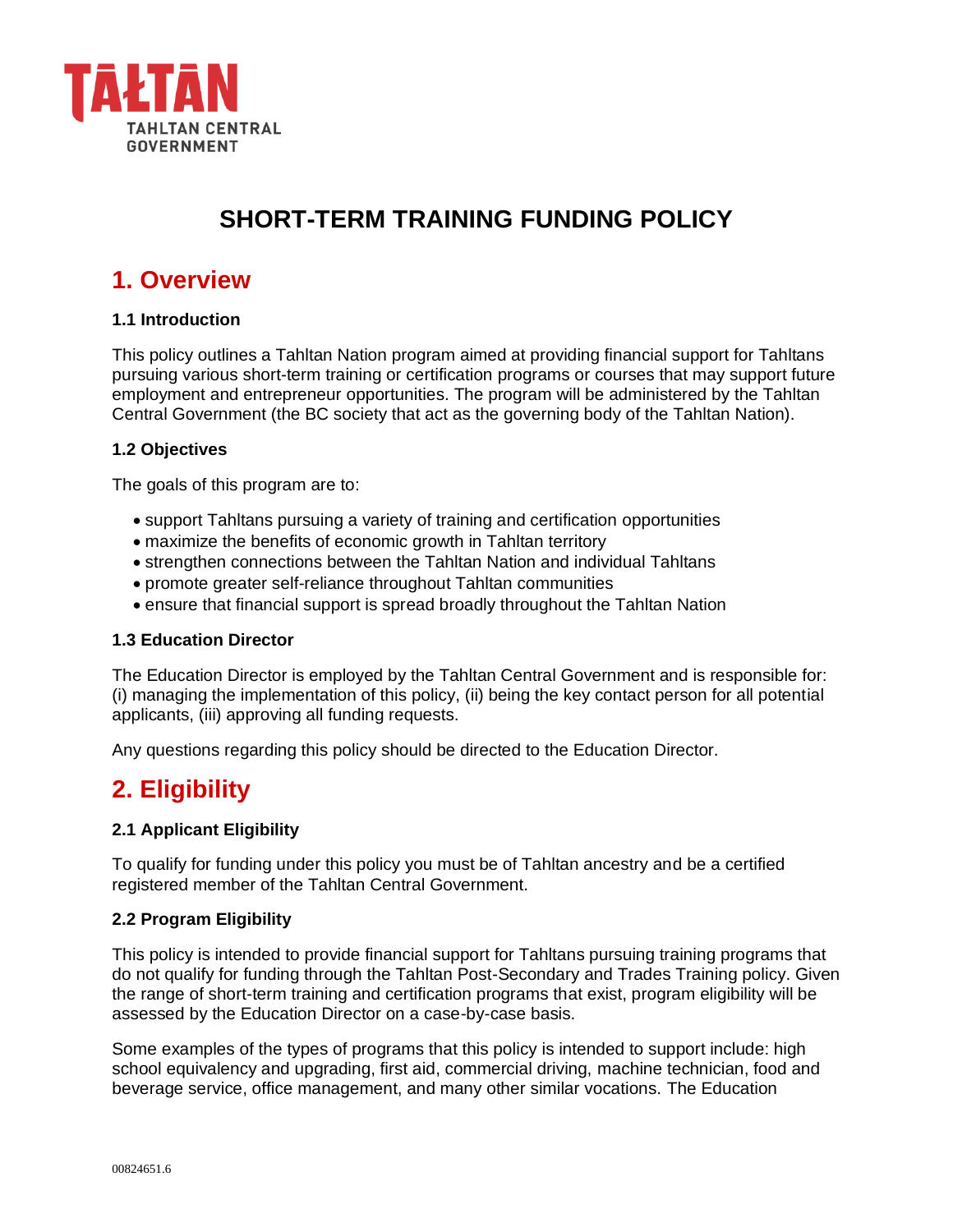TAŁTĀN

TAHLTAN CENTRAL GOVERNMENT

# SHORT-TERM TRAINING FUNDING POLICY

## 1. Overview

### 1.1 Introduction

This policy outlines a Tahltan Nation program aimed at providing financial support for Tahltans pursuing various short-term training or certification programs or courses that may support future employment and entrepreneur opportunities. The program will be administered by the Tahltan Central Government (the BC society that act as the governing body of the Tahltan Nation).

### 1.2 Objectives

The goals of this program are to:

- support Tahltans pursuing a variety of training and certification opportunities
- maximize the benefits of economic growth in Tahltan territory
- strengthen connections between the Tahltan Nation and individual Tahltans
- promote greater self-reliance throughout Tahltan communities
- ensure that financial support is spread broadly throughout the Tahltan Nation

### 1.3 Education Director

The Education Director is employed by the Tahltan Central Government and is responsible for: (i) managing the implementation of this policy, (ii) being the key contact person for all potential applicants, (iii) approving all funding requests.

Any questions regarding this policy should be directed to the Education Director.

## 2. Eligibility

### 2.1 Applicant Eligibility

To qualify for funding under this policy you must be of Tahltan ancestry and be a certified registered member of the Tahltan Central Government.

### 2.2 Program Eligibility

This policy is intended to provide financial support for Tahltans pursuing training programs that do not qualify for funding through the Tahltan Post-Secondary and Trades Training policy. Given the range of short-term training and certification programs that exist, program eligibility will be assessed by the Education Director on a case-by-case basis.

Some examples of the types of programs that this policy is intended to support include: high school equivalency and upgrading, first aid, commercial driving, machine technician, food and beverage service, office management, and many other similar vocations. The Education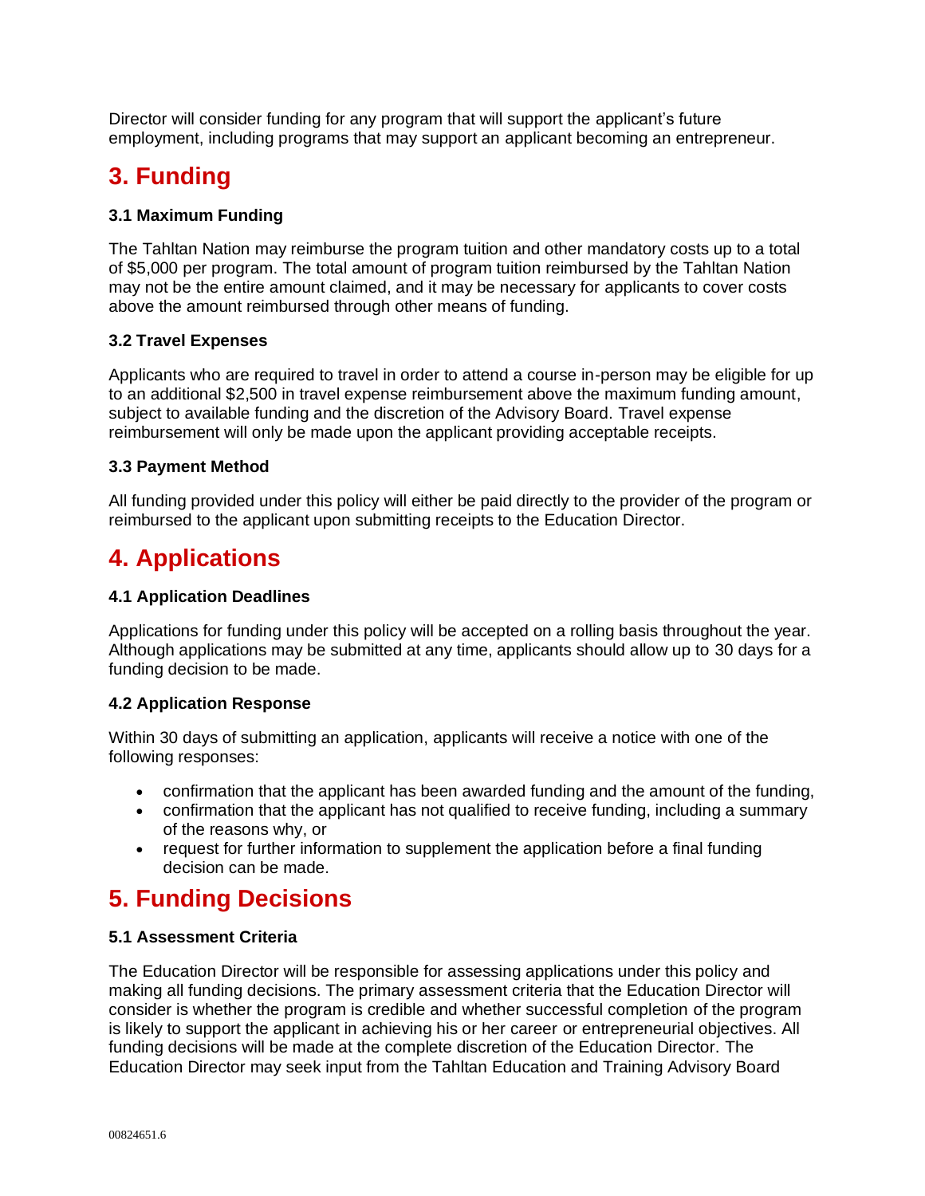Director will consider funding for any program that will support the applicant's future employment, including programs that may support an applicant becoming an entrepreneur.

# 3. Funding

### 3.1 Maximum Funding

The Tahltan Nation may reimburse the program tuition and other mandatory costs up to a total of $5,000 per program. The total amount of program tuition reimbursed by the Tahltan Nation may not be the entire amount claimed, and it may be necessary for applicants to cover costs above the amount reimbursed through other means of funding.

### 3.2 Travel Expenses

Applicants who are required to travel in order to attend a course in-person may be eligible for up to an additional $2,500 in travel expense reimbursement above the maximum funding amount, subject to available funding and the discretion of the Advisory Board. Travel expense reimbursement will only be made upon the applicant providing acceptable receipts.

### 3.3 Payment Method

All funding provided under this policy will either be paid directly to the provider of the program or reimbursed to the applicant upon submitting receipts to the Education Director.

# 4. Applications

### 4.1 Application Deadlines

Applications for funding under this policy will be accepted on a rolling basis throughout the year. Although applications may be submitted at any time, applicants should allow up to 30 days for a funding decision to be made.

### 4.2 Application Response

Within 30 days of submitting an application, applicants will receive a notice with one of the following responses:

- confirmation that the applicant has been awarded funding and the amount of the funding,
- confirmation that the applicant has not qualified to receive funding, including a summary of the reasons why, or
- request for further information to supplement the application before a final funding decision can be made.

# 5. Funding Decisions

### 5.1 Assessment Criteria

The Education Director will be responsible for assessing applications under this policy and making all funding decisions. The primary assessment criteria that the Education Director will consider is whether the program is credible and whether successful completion of the program is likely to support the applicant in achieving his or her career or entrepreneurial objectives. All funding decisions will be made at the complete discretion of the Education Director. The Education Director may seek input from the Tahltan Education and Training Advisory Board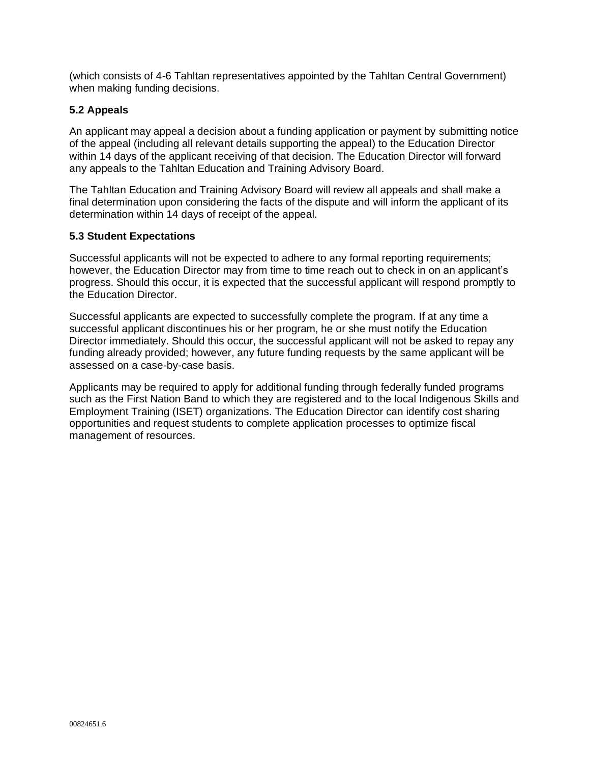(which consists of 4-6 Tahltan representatives appointed by the Tahltan Central Government) when making funding decisions.

### 5.2 Appeals

An applicant may appeal a decision about a funding application or payment by submitting notice of the appeal (including all relevant details supporting the appeal) to the Education Director within 14 days of the applicant receiving of that decision. The Education Director will forward any appeals to the Tahltan Education and Training Advisory Board.

The Tahltan Education and Training Advisory Board will review all appeals and shall make a final determination upon considering the facts of the dispute and will inform the applicant of its determination within 14 days of receipt of the appeal.

### 5.3 Student Expectations

Successful applicants will not be expected to adhere to any formal reporting requirements; however, the Education Director may from time to time reach out to check in on an applicant's progress. Should this occur, it is expected that the successful applicant will respond promptly to the Education Director.

Successful applicants are expected to successfully complete the program. If at any time a successful applicant discontinues his or her program, he or she must notify the Education Director immediately. Should this occur, the successful applicant will not be asked to repay any funding already provided; however, any future funding requests by the same applicant will be assessed on a case-by-case basis.

Applicants may be required to apply for additional funding through federally funded programs such as the First Nation Band to which they are registered and to the local Indigenous Skills and Employment Training (ISET) organizations. The Education Director can identify cost sharing opportunities and request students to complete application processes to optimize fiscal management of resources.